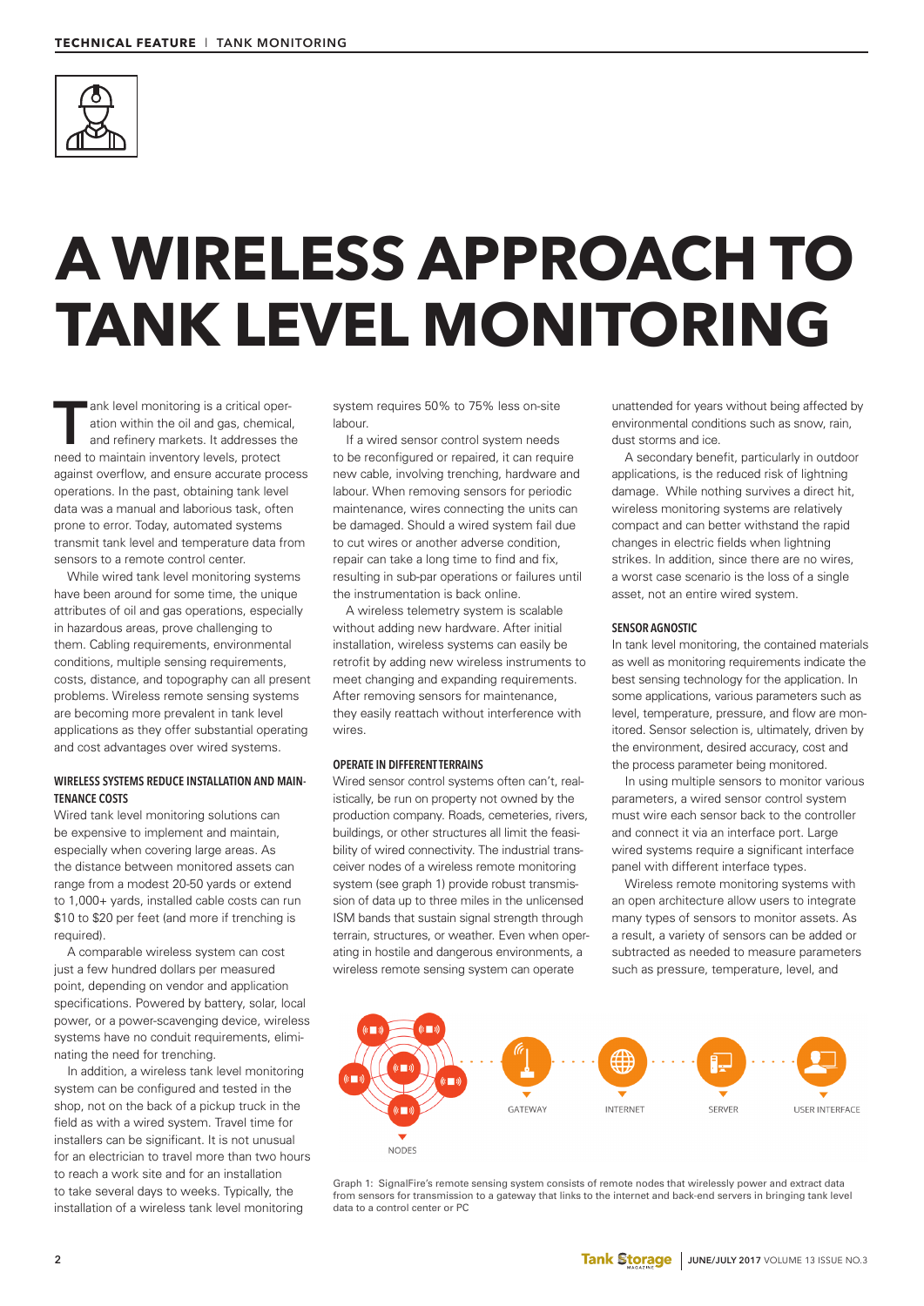# A WIRELESS APPROACH TO TANK LEVEL MONITORING

Tank level monitoring is a critical operation within the oil and gas, chemical, and refinery markets. It addresses the need to maintain inventory levels, protect against overflow, and ensure accurate process operations. In the past, obtaining tank level data was a manual and laborious task, often prone to error. Today, automated systems transmit tank level and temperature data from sensors to a remote control center.

While wired tank level monitoring systems have been around for some time, the unique attributes of oil and gas operations, especially in hazardous areas, prove challenging to them. Cabling requirements, environmental conditions, multiple sensing requirements, costs, distance, and topography can all present problems. Wireless remote sensing systems are becoming more prevalent in tank level applications as they offer substantial operating and cost advantages over wired systems.

#### WIRELESS SYSTEMS REDUCE INSTALLATION AND MAINTENANCE COSTS

Wired tank level monitoring solutions can be expensive to implement and maintain, especially when covering large areas. As the distance between monitored assets can range from a modest 20-50 yards or extend to 1,000+ yards, installed cable costs can run $10 to $20 per feet (and more if trenching is required).

A comparable wireless system can cost just a few hundred dollars per measured point, depending on vendor and application specifications. Powered by battery, solar, local power, or a power-scavenging device, wireless systems have no conduit requirements, eliminating the need for trenching.

In addition, a wireless tank level monitoring system can be configured and tested in the shop, not on the back of a pickup truck in the field as with a wired system. Travel time for installers can be significant. It is not unusual for an electrician to travel more than two hours to reach a work site and for an installation to take several days to weeks. Typically, the installation of a wireless tank level monitoring system requires 50% to 75% less on-site labour.

If a wired sensor control system needs to be reconfigured or repaired, it can require new cable, involving trenching, hardware and labour. When removing sensors for periodic maintenance, wires connecting the units can be damaged. Should a wired system fail due to cut wires or another adverse condition, repair can take a long time to find and fix, resulting in sub-par operations or failures until the instrumentation is back online.

A wireless telemetry system is scalable without adding new hardware. After initial installation, wireless systems can easily be retrofit by adding new wireless instruments to meet changing and expanding requirements. After removing sensors for maintenance, they easily reattach without interference with wires.

#### OPERATE IN DIFFERENT TERRAINS

Wired sensor control systems often can't, realistically, be run on property not owned by the production company. Roads, cemeteries, rivers, buildings, or other structures all limit the feasibility of wired connectivity. The industrial transceiver nodes of a wireless remote monitoring system (see graph 1) provide robust transmission of data up to three miles in the unlicensed ISM bands that sustain signal strength through terrain, structures, or weather. Even when operating in hostile and dangerous environments, a wireless remote sensing system can operate unattended for years without being affected by environmental conditions such as snow, rain, dust storms and ice.

A secondary benefit, particularly in outdoor applications, is the reduced risk of lightning damage. While nothing survives a direct hit, wireless monitoring systems are relatively compact and can better withstand the rapid changes in electric fields when lightning strikes. In addition, since there are no wires, a worst case scenario is the loss of a single asset, not an entire wired system.

#### SENSOR AGNOSTIC

In tank level monitoring, the contained materials as well as monitoring requirements indicate the best sensing technology for the application. In some applications, various parameters such as level, temperature, pressure, and flow are monitored. Sensor selection is, ultimately, driven by the environment, desired accuracy, cost and the process parameter being monitored.

In using multiple sensors to monitor various parameters, a wired sensor control system must wire each sensor back to the controller and connect it via an interface port. Large wired systems require a significant interface panel with different interface types.

Wireless remote monitoring systems with an open architecture allow users to integrate many types of sensors to monitor assets. As a result, a variety of sensors can be added or subtracted as needed to measure parameters such as pressure, temperature, level, and

NODES — GATEWAY — INTERNET — SERVER — USER INTERFACE

Graph 1: SignalFire's remote sensing system consists of remote nodes that wirelessly power and extract data from sensors for transmission to a gateway that links to the internet and back-end servers in bringing tank level data to a control center or PC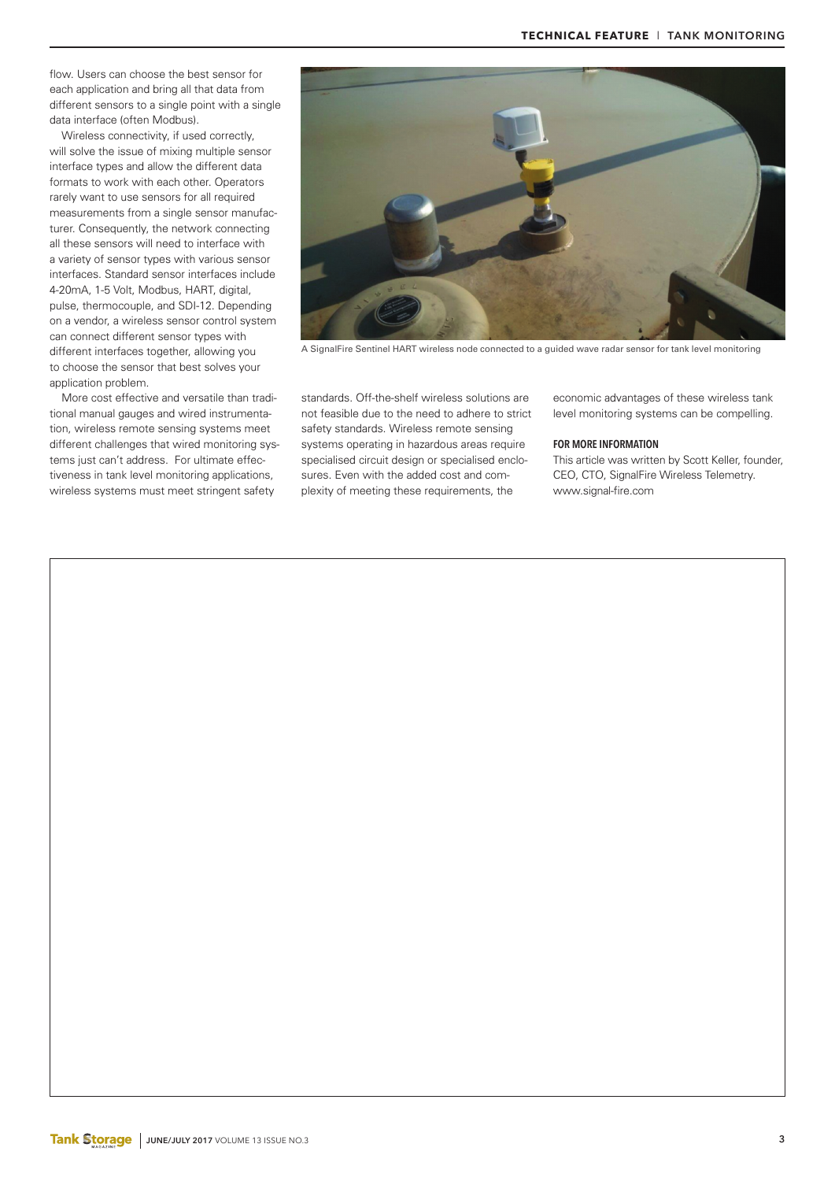flow. Users can choose the best sensor for each application and bring all that data from different sensors to a single point with a single data interface (often Modbus).

Wireless connectivity, if used correctly, will solve the issue of mixing multiple sensor interface types and allow the different data formats to work with each other. Operators rarely want to use sensors for all required measurements from a single sensor manufacturer. Consequently, the network connecting all these sensors will need to interface with a variety of sensor types with various sensor interfaces. Standard sensor interfaces include 4-20mA, 1-5 Volt, Modbus, HART, digital, pulse, thermocouple, and SDI-12. Depending on a vendor, a wireless sensor control system can connect different sensor types with different interfaces together, allowing you to choose the sensor that best solves your application problem.

More cost effective and versatile than traditional manual gauges and wired instrumentation, wireless remote sensing systems meet different challenges that wired monitoring systems just can't address. For ultimate effectiveness in tank level monitoring applications, wireless systems must meet stringent safety standards. Off-the-shelf wireless solutions are not feasible due to the need to adhere to strict safety standards. Wireless remote sensing systems operating in hazardous areas require specialised circuit design or specialised enclosures. Even with the added cost and complexity of meeting these requirements, the economic advantages of these wireless tank level monitoring systems can be compelling.

A SignalFire Sentinel HART wireless node connected to a guided wave radar sensor for tank level monitoring

**FOR MORE INFORMATION**

This article was written by Scott Keller, founder, CEO, CTO, SignalFire Wireless Telemetry.
www.signal-fire.com